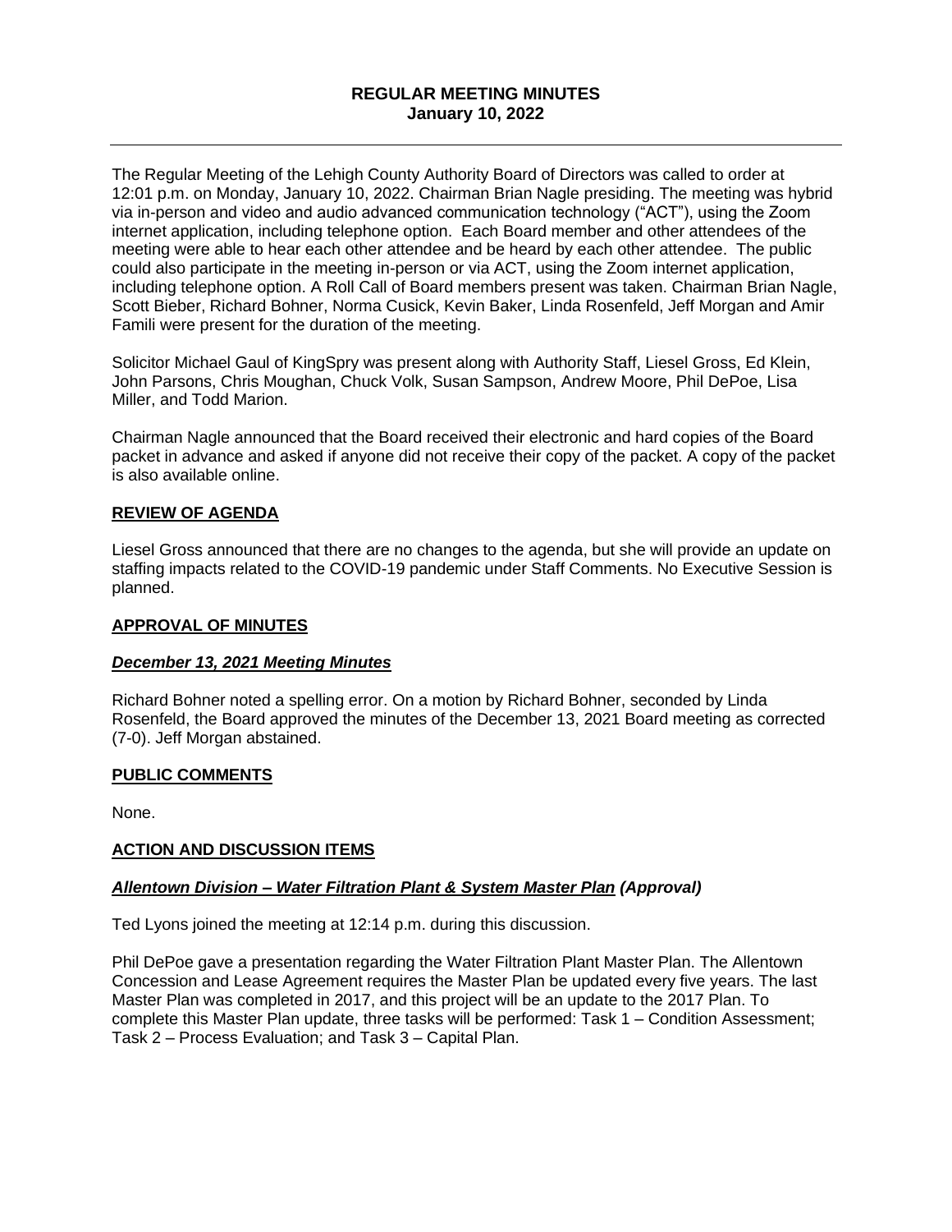## REGULAR MEETING MINUTES
## January 10, 2022

---

The Regular Meeting of the Lehigh County Authority Board of Directors was called to order at 12:01 p.m. on Monday, January 10, 2022. Chairman Brian Nagle presiding. The meeting was hybrid via in-person and video and audio advanced communication technology ("ACT"), using the Zoom internet application, including telephone option. Each Board member and other attendees of the meeting were able to hear each other attendee and be heard by each other attendee. The public could also participate in the meeting in-person or via ACT, using the Zoom internet application, including telephone option. A Roll Call of Board members present was taken. Chairman Brian Nagle, Scott Bieber, Richard Bohner, Norma Cusick, Kevin Baker, Linda Rosenfeld, Jeff Morgan and Amir Famili were present for the duration of the meeting.

Solicitor Michael Gaul of KingSpry was present along with Authority Staff, Liesel Gross, Ed Klein, John Parsons, Chris Moughan, Chuck Volk, Susan Sampson, Andrew Moore, Phil DePoe, Lisa Miller, and Todd Marion.

Chairman Nagle announced that the Board received their electronic and hard copies of the Board packet in advance and asked if anyone did not receive their copy of the packet. A copy of the packet is also available online.

### REVIEW OF AGENDA

Liesel Gross announced that there are no changes to the agenda, but she will provide an update on staffing impacts related to the COVID-19 pandemic under Staff Comments. No Executive Session is planned.

### APPROVAL OF MINUTES

#### *December 13, 2021 Meeting Minutes*

Richard Bohner noted a spelling error. On a motion by Richard Bohner, seconded by Linda Rosenfeld, the Board approved the minutes of the December 13, 2021 Board meeting as corrected (7-0). Jeff Morgan abstained.

### PUBLIC COMMENTS

None.

### ACTION AND DISCUSSION ITEMS

#### *Allentown Division – Water Filtration Plant & System Master Plan (Approval)*

Ted Lyons joined the meeting at 12:14 p.m. during this discussion.

Phil DePoe gave a presentation regarding the Water Filtration Plant Master Plan. The Allentown Concession and Lease Agreement requires the Master Plan be updated every five years. The last Master Plan was completed in 2017, and this project will be an update to the 2017 Plan. To complete this Master Plan update, three tasks will be performed: Task 1 – Condition Assessment; Task 2 – Process Evaluation; and Task 3 – Capital Plan.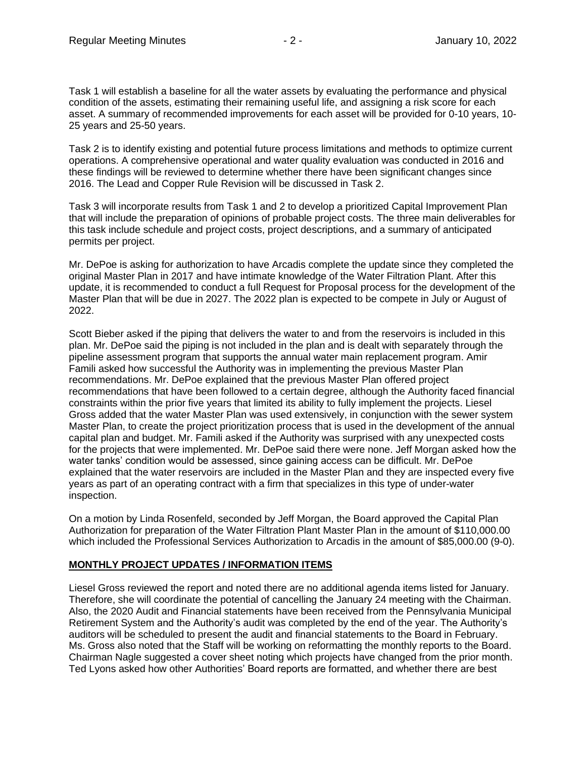Task 1 will establish a baseline for all the water assets by evaluating the performance and physical condition of the assets, estimating their remaining useful life, and assigning a risk score for each asset. A summary of recommended improvements for each asset will be provided for 0-10 years, 10-25 years and 25-50 years.

Task 2 is to identify existing and potential future process limitations and methods to optimize current operations. A comprehensive operational and water quality evaluation was conducted in 2016 and these findings will be reviewed to determine whether there have been significant changes since 2016. The Lead and Copper Rule Revision will be discussed in Task 2.

Task 3 will incorporate results from Task 1 and 2 to develop a prioritized Capital Improvement Plan that will include the preparation of opinions of probable project costs. The three main deliverables for this task include schedule and project costs, project descriptions, and a summary of anticipated permits per project.

Mr. DePoe is asking for authorization to have Arcadis complete the update since they completed the original Master Plan in 2017 and have intimate knowledge of the Water Filtration Plant. After this update, it is recommended to conduct a full Request for Proposal process for the development of the Master Plan that will be due in 2027. The 2022 plan is expected to be compete in July or August of 2022.

Scott Bieber asked if the piping that delivers the water to and from the reservoirs is included in this plan. Mr. DePoe said the piping is not included in the plan and is dealt with separately through the pipeline assessment program that supports the annual water main replacement program. Amir Famili asked how successful the Authority was in implementing the previous Master Plan recommendations. Mr. DePoe explained that the previous Master Plan offered project recommendations that have been followed to a certain degree, although the Authority faced financial constraints within the prior five years that limited its ability to fully implement the projects. Liesel Gross added that the water Master Plan was used extensively, in conjunction with the sewer system Master Plan, to create the project prioritization process that is used in the development of the annual capital plan and budget. Mr. Famili asked if the Authority was surprised with any unexpected costs for the projects that were implemented. Mr. DePoe said there were none. Jeff Morgan asked how the water tanks' condition would be assessed, since gaining access can be difficult. Mr. DePoe explained that the water reservoirs are included in the Master Plan and they are inspected every five years as part of an operating contract with a firm that specializes in this type of under-water inspection.

On a motion by Linda Rosenfeld, seconded by Jeff Morgan, the Board approved the Capital Plan Authorization for preparation of the Water Filtration Plant Master Plan in the amount of $110,000.00 which included the Professional Services Authorization to Arcadis in the amount of $85,000.00 (9-0).

## MONTHLY PROJECT UPDATES / INFORMATION ITEMS

Liesel Gross reviewed the report and noted there are no additional agenda items listed for January. Therefore, she will coordinate the potential of cancelling the January 24 meeting with the Chairman. Also, the 2020 Audit and Financial statements have been received from the Pennsylvania Municipal Retirement System and the Authority's audit was completed by the end of the year. The Authority's auditors will be scheduled to present the audit and financial statements to the Board in February. Ms. Gross also noted that the Staff will be working on reformatting the monthly reports to the Board. Chairman Nagle suggested a cover sheet noting which projects have changed from the prior month. Ted Lyons asked how other Authorities' Board reports are formatted, and whether there are best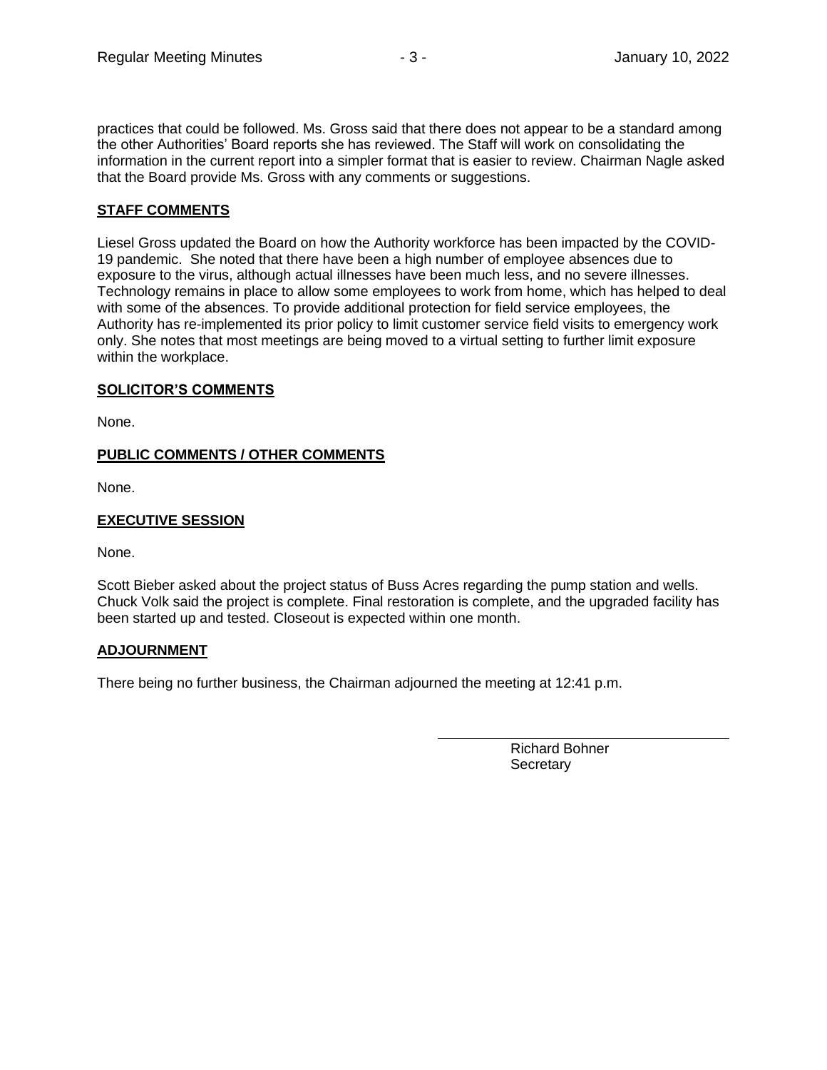practices that could be followed. Ms. Gross said that there does not appear to be a standard among the other Authorities' Board reports she has reviewed. The Staff will work on consolidating the information in the current report into a simpler format that is easier to review. Chairman Nagle asked that the Board provide Ms. Gross with any comments or suggestions.

## STAFF COMMENTS

Liesel Gross updated the Board on how the Authority workforce has been impacted by the COVID-19 pandemic. She noted that there have been a high number of employee absences due to exposure to the virus, although actual illnesses have been much less, and no severe illnesses. Technology remains in place to allow some employees to work from home, which has helped to deal with some of the absences. To provide additional protection for field service employees, the Authority has re-implemented its prior policy to limit customer service field visits to emergency work only. She notes that most meetings are being moved to a virtual setting to further limit exposure within the workplace.

## SOLICITOR'S COMMENTS

None.

## PUBLIC COMMENTS / OTHER COMMENTS

None.

## EXECUTIVE SESSION

None.

Scott Bieber asked about the project status of Buss Acres regarding the pump station and wells. Chuck Volk said the project is complete. Final restoration is complete, and the upgraded facility has been started up and tested. Closeout is expected within one month.

## ADJOURNMENT

There being no further business, the Chairman adjourned the meeting at 12:41 p.m.

Richard Bohner
Secretary